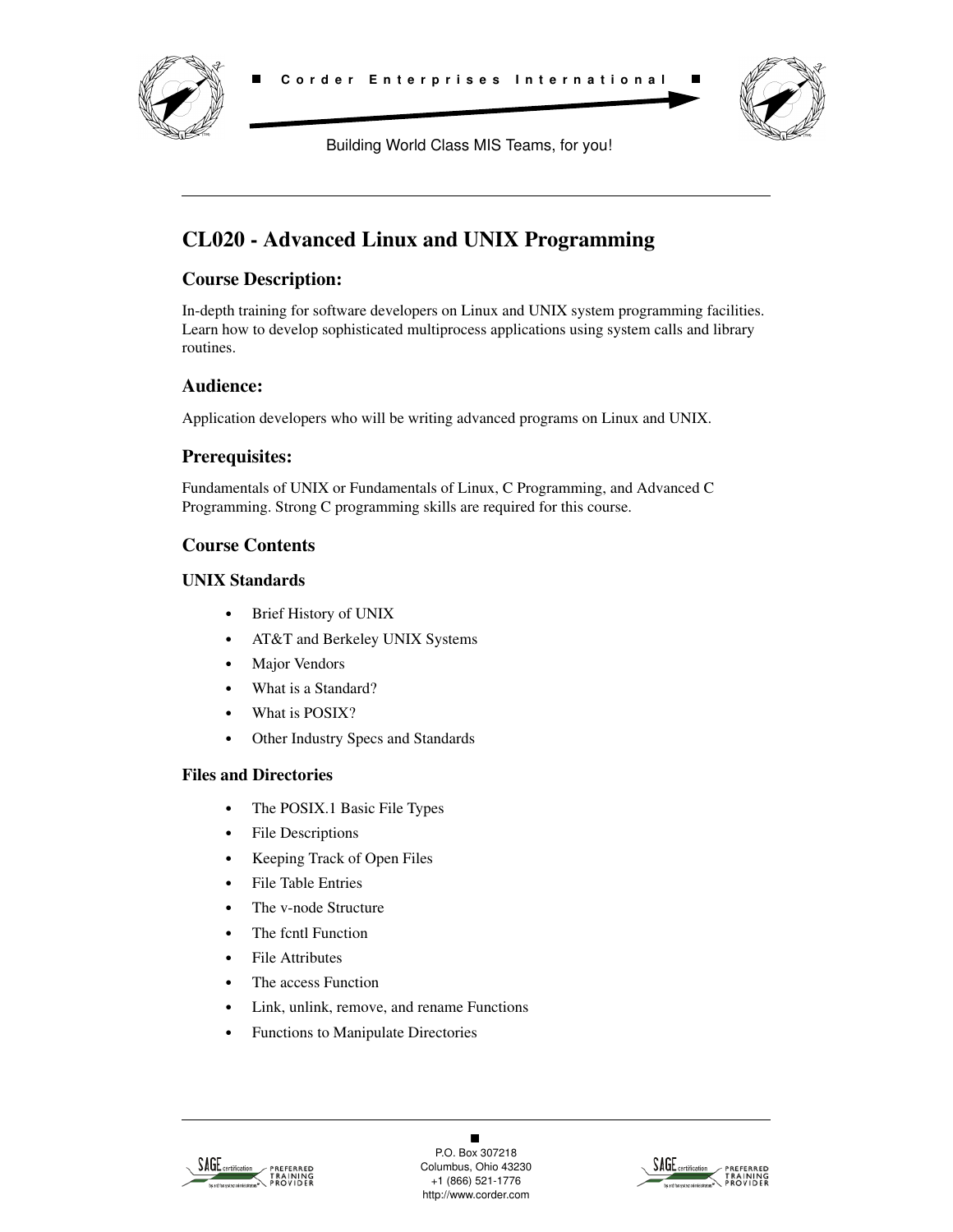# CL020 - Advanced Linux and UNIX Programming

## Course Description:

In-depth training for software developers on Linux and UNIX system programming facilities. Learn how to develop sophisticated multiprocess applications using system calls and library routines.

## Audience:

Application developers who will be writing advanced programs on Linux and UNIX.

## Prerequisites:

Fundamentals of UNIX or Fundamentals of Linux, C Programming, and Advanced C Programming. Strong C programming skills are required for this course.

## Course Contents

### UNIX Standards

- Brief History of UNIX
- AT&T and Berkeley UNIX Systems
- Major Vendors
- What is a Standard?
- What is POSIX?
- Other Industry Specs and Standards

### Files and Directories

- The POSIX.1 Basic File Types
- File Descriptions
- Keeping Track of Open Files
- File Table Entries
- The v-node Structure
- The fcntl Function
- File Attributes
- The access Function
- Link, unlink, remove, and rename Functions
- Functions to Manipulate Directories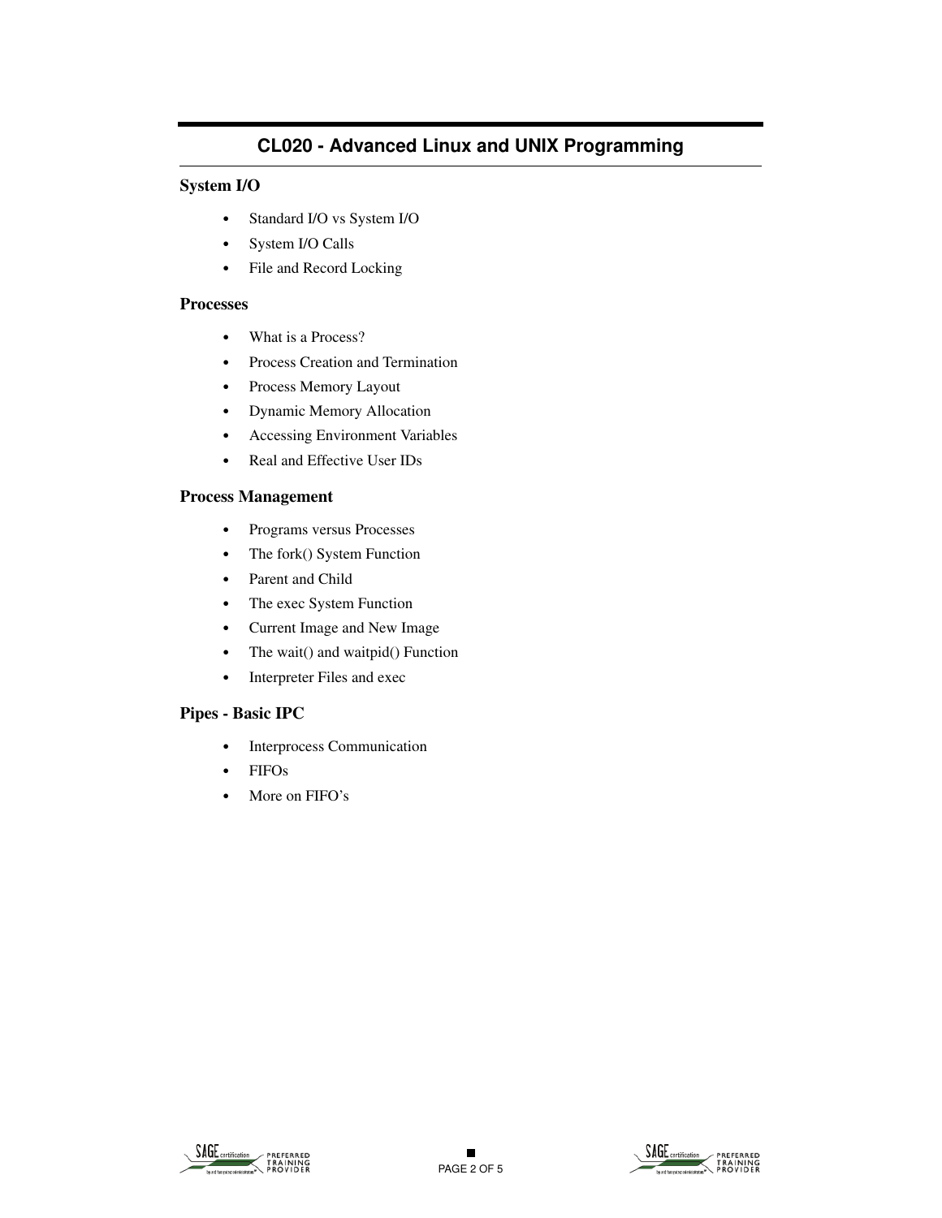# CL020 - Advanced Linux and UNIX Programming

## System I/O

- Standard I/O vs System I/O
- System I/O Calls
- File and Record Locking

## Processes

- What is a Process?
- Process Creation and Termination
- Process Memory Layout
- Dynamic Memory Allocation
- Accessing Environment Variables
- Real and Effective User IDs

## Process Management

- Programs versus Processes
- The fork() System Function
- Parent and Child
- The exec System Function
- Current Image and New Image
- The wait() and waitpid() Function
- Interpreter Files and exec

## Pipes - Basic IPC

- Interprocess Communication
- FIFOs
- More on FIFO's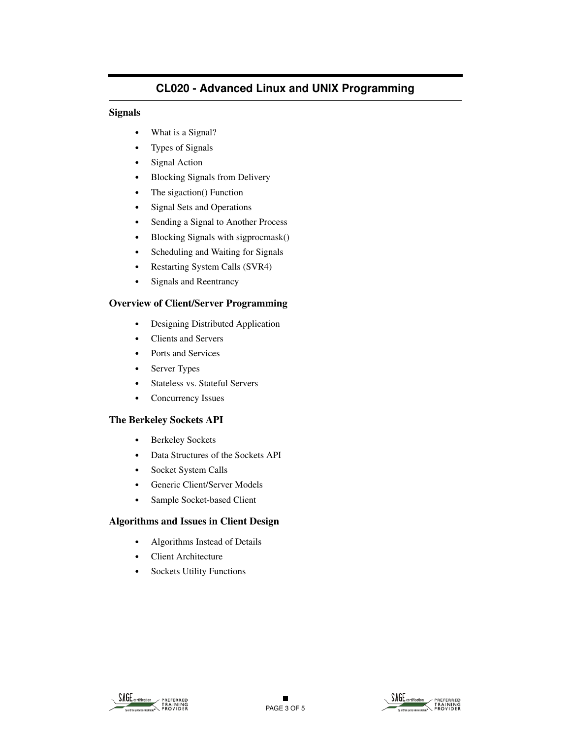## CL020 - Advanced Linux and UNIX Programming

### Signals

- What is a Signal?
- Types of Signals
- Signal Action
- Blocking Signals from Delivery
- The sigaction() Function
- Signal Sets and Operations
- Sending a Signal to Another Process
- Blocking Signals with sigprocmask()
- Scheduling and Waiting for Signals
- Restarting System Calls (SVR4)
- Signals and Reentrancy

### Overview of Client/Server Programming

- Designing Distributed Application
- Clients and Servers
- Ports and Services
- Server Types
- Stateless vs. Stateful Servers
- Concurrency Issues

### The Berkeley Sockets API

- Berkeley Sockets
- Data Structures of the Sockets API
- Socket System Calls
- Generic Client/Server Models
- Sample Socket-based Client

### Algorithms and Issues in Client Design

- Algorithms Instead of Details
- Client Architecture
- Sockets Utility Functions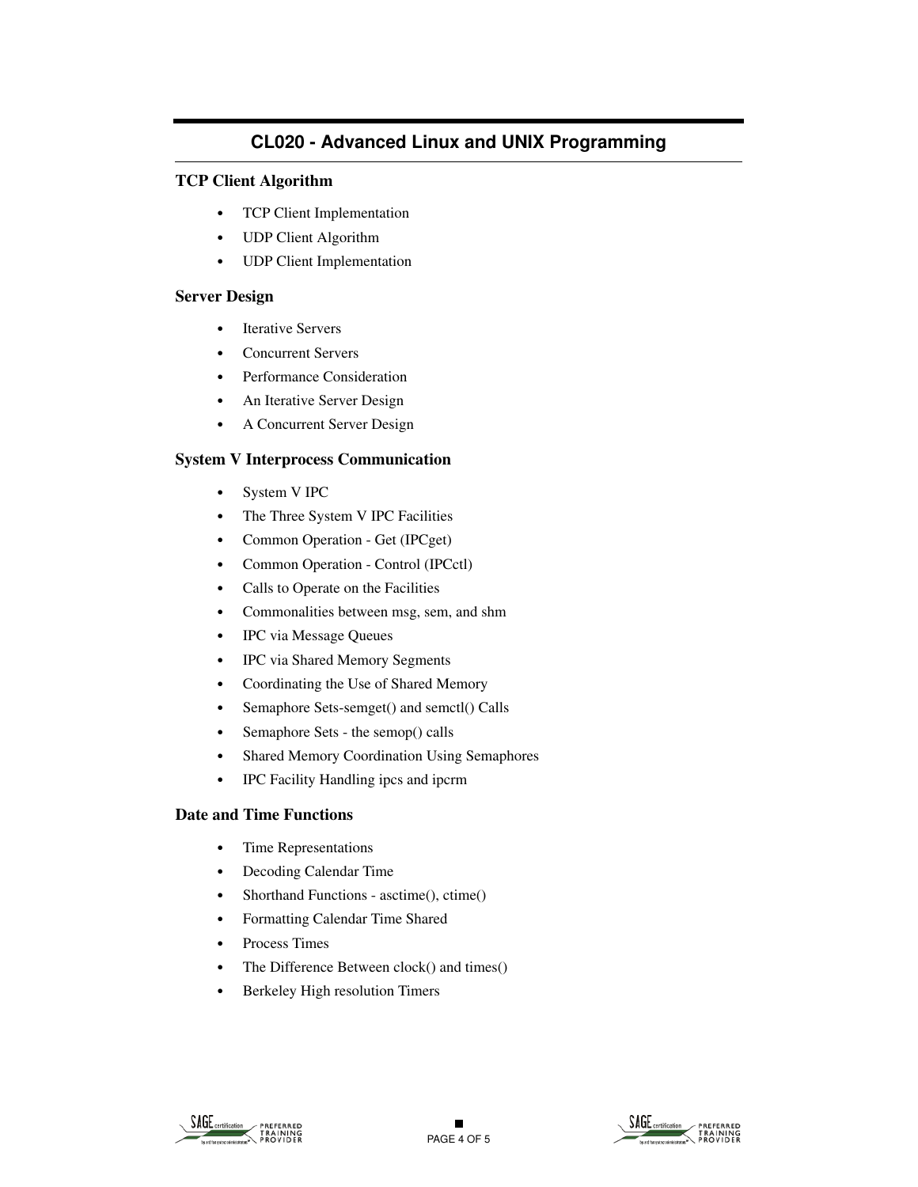# CL020 - Advanced Linux and UNIX Programming

### TCP Client Algorithm

- TCP Client Implementation
- UDP Client Algorithm
- UDP Client Implementation

### Server Design

- Iterative Servers
- Concurrent Servers
- Performance Consideration
- An Iterative Server Design
- A Concurrent Server Design

### System V Interprocess Communication

- System V IPC
- The Three System V IPC Facilities
- Common Operation - Get (IPCget)
- Common Operation - Control (IPCctl)
- Calls to Operate on the Facilities
- Commonalities between msg, sem, and shm
- IPC via Message Queues
- IPC via Shared Memory Segments
- Coordinating the Use of Shared Memory
- Semaphore Sets-semget() and semctl() Calls
- Semaphore Sets - the semop() calls
- Shared Memory Coordination Using Semaphores
- IPC Facility Handling ipcs and ipcrm

### Date and Time Functions

- Time Representations
- Decoding Calendar Time
- Shorthand Functions - asctime(), ctime()
- Formatting Calendar Time Shared
- Process Times
- The Difference Between clock() and times()
- Berkeley High resolution Timers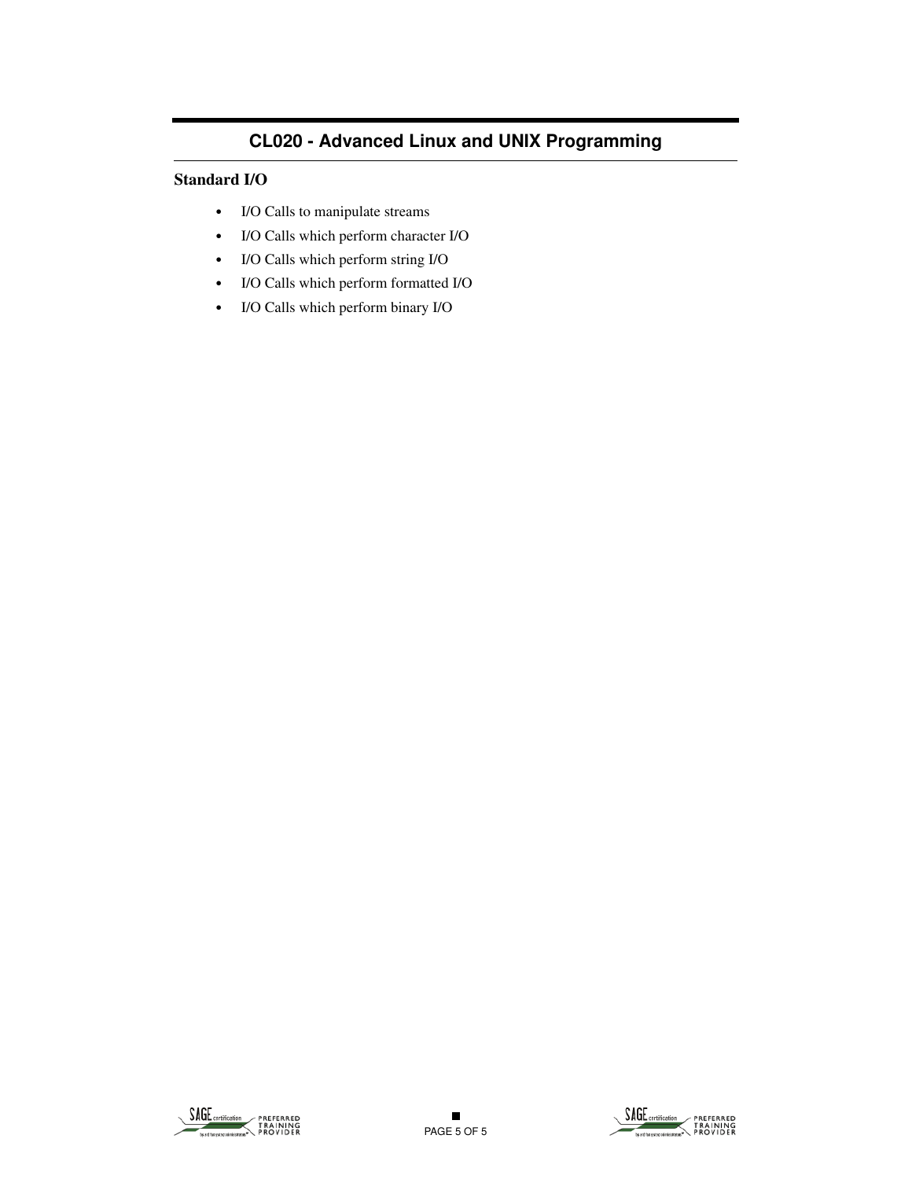## Standard I/O

- I/O Calls to manipulate streams
- I/O Calls which perform character I/O
- I/O Calls which perform string I/O
- I/O Calls which perform formatted I/O
- I/O Calls which perform binary I/O